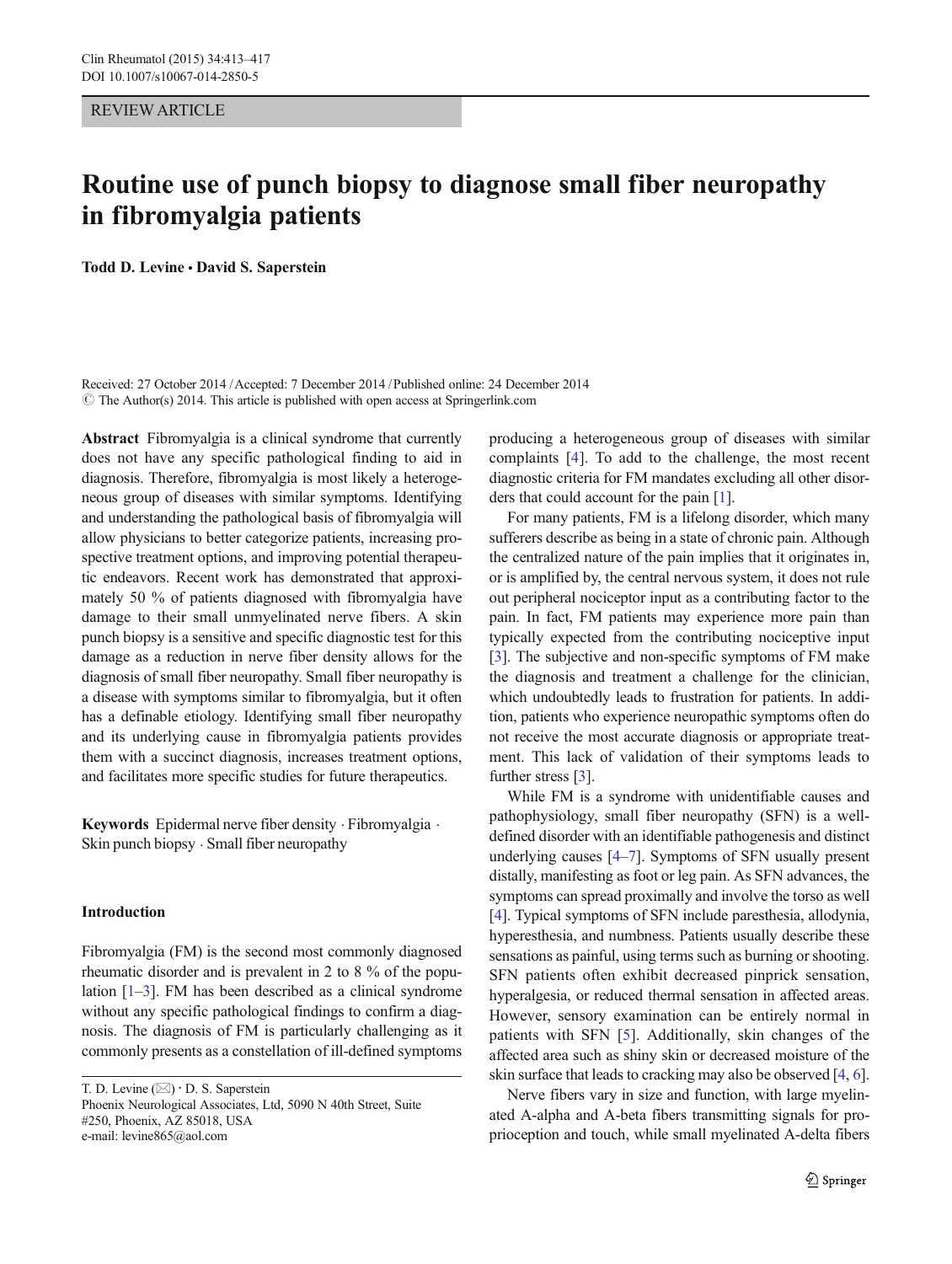REVIEW ARTICLE

# Routine use of punch biopsy to diagnose small fiber neuropathy in fibromyalgia patients

**Todd D. Levine • David S. Saperstein**

Received: 27 October 2014 / Accepted: 7 December 2014 / Published online: 24 December 2014
© The Author(s) 2014. This article is published with open access at Springerlink.com

**Abstract** Fibromyalgia is a clinical syndrome that currently does not have any specific pathological finding to aid in diagnosis. Therefore, fibromyalgia is most likely a heterogeneous group of diseases with similar symptoms. Identifying and understanding the pathological basis of fibromyalgia will allow physicians to better categorize patients, increasing prospective treatment options, and improving potential therapeutic endeavors. Recent work has demonstrated that approximately 50 % of patients diagnosed with fibromyalgia have damage to their small unmyelinated nerve fibers. A skin punch biopsy is a sensitive and specific diagnostic test for this damage as a reduction in nerve fiber density allows for the diagnosis of small fiber neuropathy. Small fiber neuropathy is a disease with symptoms similar to fibromyalgia, but it often has a definable etiology. Identifying small fiber neuropathy and its underlying cause in fibromyalgia patients provides them with a succinct diagnosis, increases treatment options, and facilitates more specific studies for future therapeutics.

**Keywords** Epidermal nerve fiber density · Fibromyalgia · Skin punch biopsy · Small fiber neuropathy

## Introduction

Fibromyalgia (FM) is the second most commonly diagnosed rheumatic disorder and is prevalent in 2 to 8 % of the population [1–3]. FM has been described as a clinical syndrome without any specific pathological findings to confirm a diagnosis. The diagnosis of FM is particularly challenging as it commonly presents as a constellation of ill-defined symptoms producing a heterogeneous group of diseases with similar complaints [4]. To add to the challenge, the most recent diagnostic criteria for FM mandates excluding all other disorders that could account for the pain [1].

For many patients, FM is a lifelong disorder, which many sufferers describe as being in a state of chronic pain. Although the centralized nature of the pain implies that it originates in, or is amplified by, the central nervous system, it does not rule out peripheral nociceptor input as a contributing factor to the pain. In fact, FM patients may experience more pain than typically expected from the contributing nociceptive input [3]. The subjective and non-specific symptoms of FM make the diagnosis and treatment a challenge for the clinician, which undoubtedly leads to frustration for patients. In addition, patients who experience neuropathic symptoms often do not receive the most accurate diagnosis or appropriate treatment. This lack of validation of their symptoms leads to further stress [3].

While FM is a syndrome with unidentifiable causes and pathophysiology, small fiber neuropathy (SFN) is a well-defined disorder with an identifiable pathogenesis and distinct underlying causes [4–7]. Symptoms of SFN usually present distally, manifesting as foot or leg pain. As SFN advances, the symptoms can spread proximally and involve the torso as well [4]. Typical symptoms of SFN include paresthesia, allodynia, hyperesthesia, and numbness. Patients usually describe these sensations as painful, using terms such as burning or shooting. SFN patients often exhibit decreased pinprick sensation, hyperalgesia, or reduced thermal sensation in affected areas. However, sensory examination can be entirely normal in patients with SFN [5]. Additionally, skin changes of the affected area such as shiny skin or decreased moisture of the skin surface that leads to cracking may also be observed [4, 6].

Nerve fibers vary in size and function, with large myelinated A-alpha and A-beta fibers transmitting signals for proprioception and touch, while small myelinated A-delta fibers

T. D. Levine (✉) · D. S. Saperstein
Phoenix Neurological Associates, Ltd, 5090 N 40th Street, Suite #250, Phoenix, AZ 85018, USA
e-mail: levine865@aol.com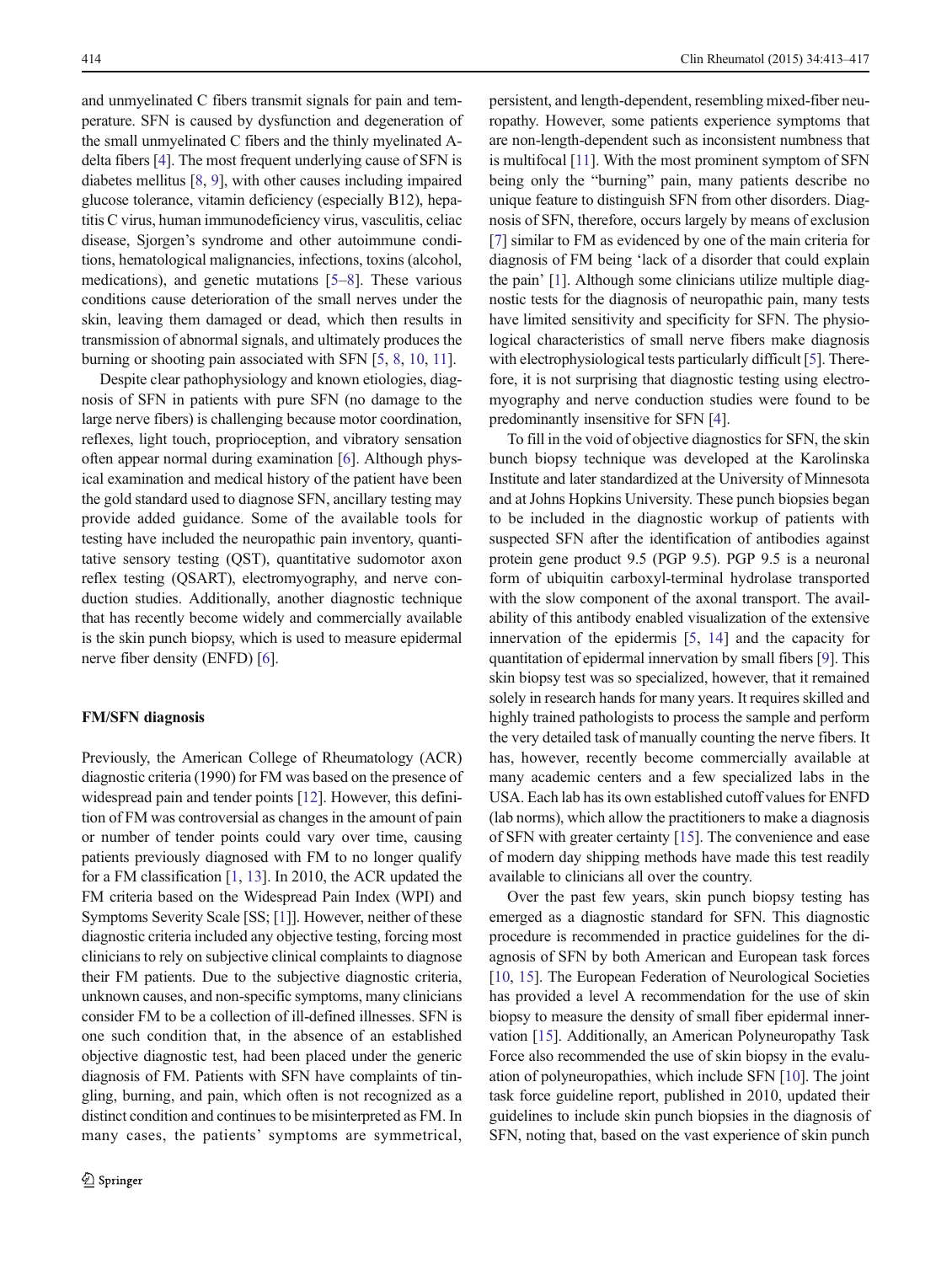and unmyelinated C fibers transmit signals for pain and temperature. SFN is caused by dysfunction and degeneration of the small unmyelinated C fibers and the thinly myelinated A-delta fibers [4]. The most frequent underlying cause of SFN is diabetes mellitus [8, 9], with other causes including impaired glucose tolerance, vitamin deficiency (especially B12), hepatitis C virus, human immunodeficiency virus, vasculitis, celiac disease, Sjorgen's syndrome and other autoimmune conditions, hematological malignancies, infections, toxins (alcohol, medications), and genetic mutations [5–8]. These various conditions cause deterioration of the small nerves under the skin, leaving them damaged or dead, which then results in transmission of abnormal signals, and ultimately produces the burning or shooting pain associated with SFN [5, 8, 10, 11].

Despite clear pathophysiology and known etiologies, diagnosis of SFN in patients with pure SFN (no damage to the large nerve fibers) is challenging because motor coordination, reflexes, light touch, proprioception, and vibratory sensation often appear normal during examination [6]. Although physical examination and medical history of the patient have been the gold standard used to diagnose SFN, ancillary testing may provide added guidance. Some of the available tools for testing have included the neuropathic pain inventory, quantitative sensory testing (QST), quantitative sudomotor axon reflex testing (QSART), electromyography, and nerve conduction studies. Additionally, another diagnostic technique that has recently become widely and commercially available is the skin punch biopsy, which is used to measure epidermal nerve fiber density (ENFD) [6].

#### FM/SFN diagnosis

Previously, the American College of Rheumatology (ACR) diagnostic criteria (1990) for FM was based on the presence of widespread pain and tender points [12]. However, this definition of FM was controversial as changes in the amount of pain or number of tender points could vary over time, causing patients previously diagnosed with FM to no longer qualify for a FM classification [1, 13]. In 2010, the ACR updated the FM criteria based on the Widespread Pain Index (WPI) and Symptoms Severity Scale [SS; [1]]. However, neither of these diagnostic criteria included any objective testing, forcing most clinicians to rely on subjective clinical complaints to diagnose their FM patients. Due to the subjective diagnostic criteria, unknown causes, and non-specific symptoms, many clinicians consider FM to be a collection of ill-defined illnesses. SFN is one such condition that, in the absence of an established objective diagnostic test, had been placed under the generic diagnosis of FM. Patients with SFN have complaints of tingling, burning, and pain, which often is not recognized as a distinct condition and continues to be misinterpreted as FM. In many cases, the patients' symptoms are symmetrical, persistent, and length-dependent, resembling mixed-fiber neuropathy. However, some patients experience symptoms that are non-length-dependent such as inconsistent numbness that is multifocal [11]. With the most prominent symptom of SFN being only the "burning" pain, many patients describe no unique feature to distinguish SFN from other disorders. Diagnosis of SFN, therefore, occurs largely by means of exclusion [7] similar to FM as evidenced by one of the main criteria for diagnosis of FM being 'lack of a disorder that could explain the pain' [1]. Although some clinicians utilize multiple diagnostic tests for the diagnosis of neuropathic pain, many tests have limited sensitivity and specificity for SFN. The physiological characteristics of small nerve fibers make diagnosis with electrophysiological tests particularly difficult [5]. Therefore, it is not surprising that diagnostic testing using electromyography and nerve conduction studies were found to be predominantly insensitive for SFN [4].

To fill in the void of objective diagnostics for SFN, the skin bunch biopsy technique was developed at the Karolinska Institute and later standardized at the University of Minnesota and at Johns Hopkins University. These punch biopsies began to be included in the diagnostic workup of patients with suspected SFN after the identification of antibodies against protein gene product 9.5 (PGP 9.5). PGP 9.5 is a neuronal form of ubiquitin carboxyl-terminal hydrolase transported with the slow component of the axonal transport. The availability of this antibody enabled visualization of the extensive innervation of the epidermis [5, 14] and the capacity for quantitation of epidermal innervation by small fibers [9]. This skin biopsy test was so specialized, however, that it remained solely in research hands for many years. It requires skilled and highly trained pathologists to process the sample and perform the very detailed task of manually counting the nerve fibers. It has, however, recently become commercially available at many academic centers and a few specialized labs in the USA. Each lab has its own established cutoff values for ENFD (lab norms), which allow the practitioners to make a diagnosis of SFN with greater certainty [15]. The convenience and ease of modern day shipping methods have made this test readily available to clinicians all over the country.

Over the past few years, skin punch biopsy testing has emerged as a diagnostic standard for SFN. This diagnostic procedure is recommended in practice guidelines for the diagnosis of SFN by both American and European task forces [10, 15]. The European Federation of Neurological Societies has provided a level A recommendation for the use of skin biopsy to measure the density of small fiber epidermal innervation [15]. Additionally, an American Polyneuropathy Task Force also recommended the use of skin biopsy in the evaluation of polyneuropathies, which include SFN [10]. The joint task force guideline report, published in 2010, updated their guidelines to include skin punch biopsies in the diagnosis of SFN, noting that, based on the vast experience of skin punch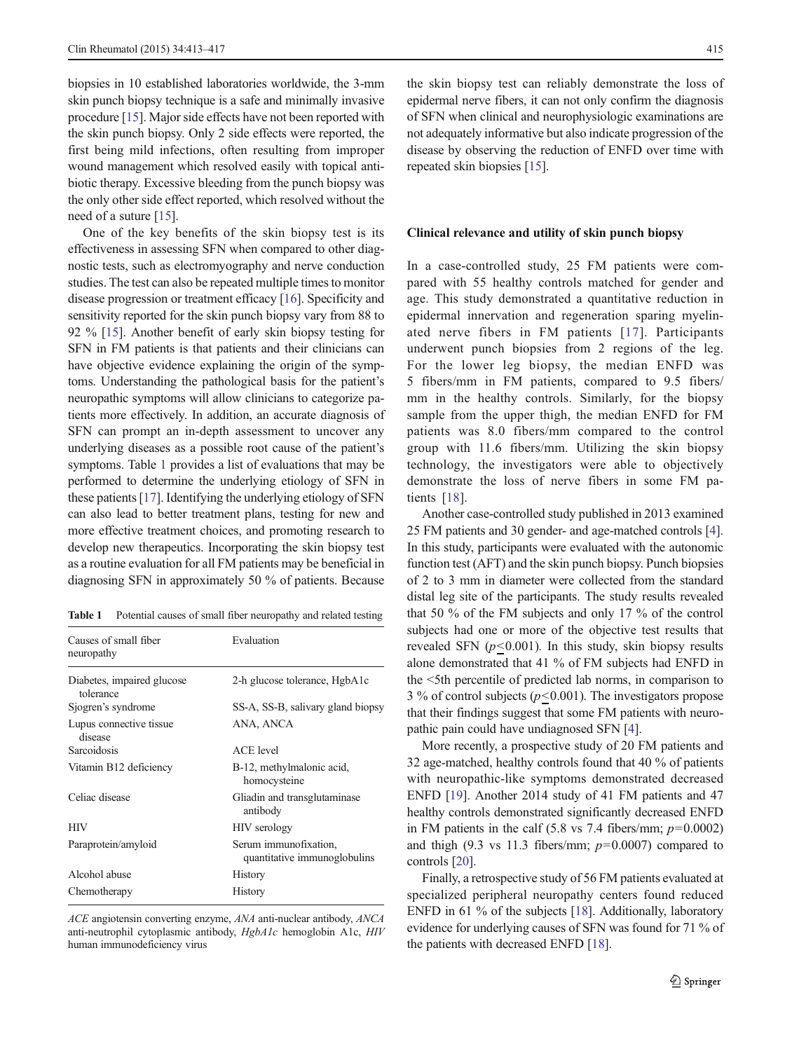biopsies in 10 established laboratories worldwide, the 3-mm skin punch biopsy technique is a safe and minimally invasive procedure [15]. Major side effects have not been reported with the skin punch biopsy. Only 2 side effects were reported, the first being mild infections, often resulting from improper wound management which resolved easily with topical antibiotic therapy. Excessive bleeding from the punch biopsy was the only other side effect reported, which resolved without the need of a suture [15].

One of the key benefits of the skin biopsy test is its effectiveness in assessing SFN when compared to other diagnostic tests, such as electromyography and nerve conduction studies. The test can also be repeated multiple times to monitor disease progression or treatment efficacy [16]. Specificity and sensitivity reported for the skin punch biopsy vary from 88 to 92 % [15]. Another benefit of early skin biopsy testing for SFN in FM patients is that patients and their clinicians can have objective evidence explaining the origin of the symptoms. Understanding the pathological basis for the patient's neuropathic symptoms will allow clinicians to categorize patients more effectively. In addition, an accurate diagnosis of SFN can prompt an in-depth assessment to uncover any underlying diseases as a possible root cause of the patient's symptoms. Table 1 provides a list of evaluations that may be performed to determine the underlying etiology of SFN in these patients [17]. Identifying the underlying etiology of SFN can also lead to better treatment plans, testing for new and more effective treatment choices, and promoting research to develop new therapeutics. Incorporating the skin biopsy test as a routine evaluation for all FM patients may be beneficial in diagnosing SFN in approximately 50 % of patients. Because the skin biopsy test can reliably demonstrate the loss of epidermal nerve fibers, it can not only confirm the diagnosis of SFN when clinical and neurophysiologic examinations are not adequately informative but also indicate progression of the disease by observing the reduction of ENFD over time with repeated skin biopsies [15].

**Table 1** Potential causes of small fiber neuropathy and related testing

| Causes of small fiber neuropathy | Evaluation |
|---|---|
| Diabetes, impaired glucose tolerance | 2-h glucose tolerance, HgbA1c |
| Sjogren's syndrome | SS-A, SS-B, salivary gland biopsy |
| Lupus connective tissue disease | ANA, ANCA |
| Sarcoidosis | ACE level |
| Vitamin B12 deficiency | B-12, methylmalonic acid, homocysteine |
| Celiac disease | Gliadin and transglutaminase antibody |
| HIV | HIV serology |
| Paraprotein/amyloid | Serum immunofixation, quantitative immunoglobulins |
| Alcohol abuse | History |
| Chemotherapy | History |

*ACE* angiotensin converting enzyme, *ANA* anti-nuclear antibody, *ANCA* anti-neutrophil cytoplasmic antibody, *HgbA1c* hemoglobin A1c, *HIV* human immunodeficiency virus

## Clinical relevance and utility of skin punch biopsy

In a case-controlled study, 25 FM patients were compared with 55 healthy controls matched for gender and age. This study demonstrated a quantitative reduction in epidermal innervation and regeneration sparing myelinated nerve fibers in FM patients [17]. Participants underwent punch biopsies from 2 regions of the leg. For the lower leg biopsy, the median ENFD was 5 fibers/mm in FM patients, compared to 9.5 fibers/mm in the healthy controls. Similarly, for the biopsy sample from the upper thigh, the median ENFD for FM patients was 8.0 fibers/mm compared to the control group with 11.6 fibers/mm. Utilizing the skin biopsy technology, the investigators were able to objectively demonstrate the loss of nerve fibers in some FM patients [18].

Another case-controlled study published in 2013 examined 25 FM patients and 30 gender- and age-matched controls [4]. In this study, participants were evaluated with the autonomic function test (AFT) and the skin punch biopsy. Punch biopsies of 2 to 3 mm in diameter were collected from the standard distal leg site of the participants. The study results revealed that 50 % of the FM subjects and only 17 % of the control subjects had one or more of the objective test results that revealed SFN ($p \leq 0.001$). In this study, skin biopsy results alone demonstrated that 41 % of FM subjects had ENFD in the <5th percentile of predicted lab norms, in comparison to 3 % of control subjects ($p \leq 0.001$). The investigators propose that their findings suggest that some FM patients with neuropathic pain could have undiagnosed SFN [4].

More recently, a prospective study of 20 FM patients and 32 age-matched, healthy controls found that 40 % of patients with neuropathic-like symptoms demonstrated decreased ENFD [19]. Another 2014 study of 41 FM patients and 47 healthy controls demonstrated significantly decreased ENFD in FM patients in the calf (5.8 vs 7.4 fibers/mm; $p = 0.0002$) and thigh (9.3 vs 11.3 fibers/mm; $p = 0.0007$) compared to controls [20].

Finally, a retrospective study of 56 FM patients evaluated at specialized peripheral neuropathy centers found reduced ENFD in 61 % of the subjects [18]. Additionally, laboratory evidence for underlying causes of SFN was found for 71 % of the patients with decreased ENFD [18].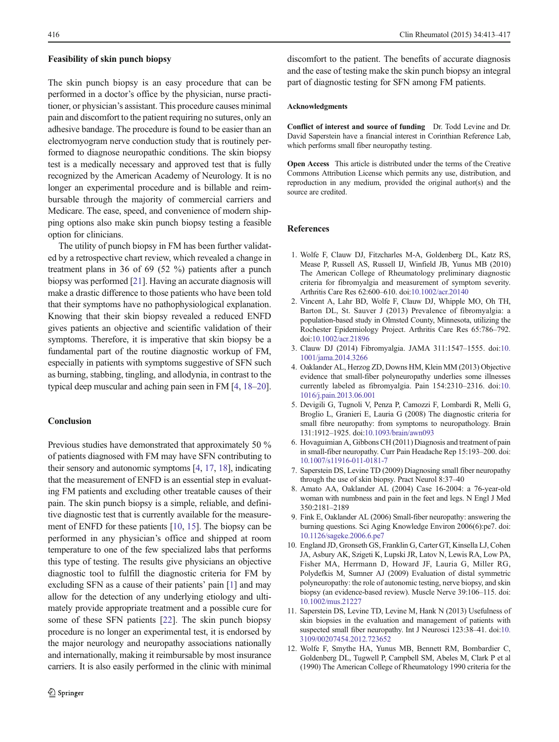### Feasibility of skin punch biopsy

The skin punch biopsy is an easy procedure that can be performed in a doctor's office by the physician, nurse practitioner, or physician's assistant. This procedure causes minimal pain and discomfort to the patient requiring no sutures, only an adhesive bandage. The procedure is found to be easier than an electromyogram nerve conduction study that is routinely performed to diagnose neuropathic conditions. The skin biopsy test is a medically necessary and approved test that is fully recognized by the American Academy of Neurology. It is no longer an experimental procedure and is billable and reimbursable through the majority of commercial carriers and Medicare. The ease, speed, and convenience of modern shipping options also make skin punch biopsy testing a feasible option for clinicians.

The utility of punch biopsy in FM has been further validated by a retrospective chart review, which revealed a change in treatment plans in 36 of 69 (52 %) patients after a punch biopsy was performed [21]. Having an accurate diagnosis will make a drastic difference to those patients who have been told that their symptoms have no pathophysiological explanation. Knowing that their skin biopsy revealed a reduced ENFD gives patients an objective and scientific validation of their symptoms. Therefore, it is imperative that skin biopsy be a fundamental part of the routine diagnostic workup of FM, especially in patients with symptoms suggestive of SFN such as burning, stabbing, tingling, and allodynia, in contrast to the typical deep muscular and aching pain seen in FM [4, 18–20].

### Conclusion

Previous studies have demonstrated that approximately 50 % of patients diagnosed with FM may have SFN contributing to their sensory and autonomic symptoms [4, 17, 18], indicating that the measurement of ENFD is an essential step in evaluating FM patients and excluding other treatable causes of their pain. The skin punch biopsy is a simple, reliable, and definitive diagnostic test that is currently available for the measurement of ENFD for these patients [10, 15]. The biopsy can be performed in any physician's office and shipped at room temperature to one of the few specialized labs that performs this type of testing. The results give physicians an objective diagnostic tool to fulfill the diagnostic criteria for FM by excluding SFN as a cause of their patients' pain [1] and may allow for the detection of any underlying etiology and ultimately provide appropriate treatment and a possible cure for some of these SFN patients [22]. The skin punch biopsy procedure is no longer an experimental test, it is endorsed by the major neurology and neuropathy associations nationally and internationally, making it reimbursable by most insurance carriers. It is also easily performed in the clinic with minimal discomfort to the patient. The benefits of accurate diagnosis and the ease of testing make the skin punch biopsy an integral part of diagnostic testing for SFN among FM patients.

#### Acknowledgments

**Conflict of interest and source of funding** Dr. Todd Levine and Dr. David Saperstein have a financial interest in Corinthian Reference Lab, which performs small fiber neuropathy testing.

**Open Access** This article is distributed under the terms of the Creative Commons Attribution License which permits any use, distribution, and reproduction in any medium, provided the original author(s) and the source are credited.

### References

1. Wolfe F, Clauw DJ, Fitzcharles M-A, Goldenberg DL, Katz RS, Mease P, Russell AS, Russell IJ, Winfield JB, Yunus MB (2010) The American College of Rheumatology preliminary diagnostic criteria for fibromyalgia and measurement of symptom severity. Arthritis Care Res 62:600–610. doi:10.1002/acr.20140
2. Vincent A, Lahr BD, Wolfe F, Clauw DJ, Whipple MO, Oh TH, Barton DL, St. Sauver J (2013) Prevalence of fibromyalgia: a population-based study in Olmsted County, Minnesota, utilizing the Rochester Epidemiology Project. Arthritis Care Res 65:786–792. doi:10.1002/acr.21896
3. Clauw DJ (2014) Fibromyalgia. JAMA 311:1547–1555. doi:10.1001/jama.2014.3266
4. Oaklander AL, Herzog ZD, Downs HM, Klein MM (2013) Objective evidence that small-fiber polyneuropathy underlies some illnesses currently labeled as fibromyalgia. Pain 154:2310–2316. doi:10.1016/j.pain.2013.06.001
5. Devigili G, Tugnoli V, Penza P, Camozzi F, Lombardi R, Melli G, Broglio L, Granieri E, Lauria G (2008) The diagnostic criteria for small fibre neuropathy: from symptoms to neuropathology. Brain 131:1912–1925. doi:10.1093/brain/awn093
6. Hovaguimian A, Gibbons CH (2011) Diagnosis and treatment of pain in small-fiber neuropathy. Curr Pain Headache Rep 15:193–200. doi:10.1007/s11916-011-0181-7
7. Saperstein DS, Levine TD (2009) Diagnosing small fiber neuropathy through the use of skin biopsy. Pract Neurol 8:37–40
8. Amato AA, Oaklander AL (2004) Case 16-2004: a 76-year-old woman with numbness and pain in the feet and legs. N Engl J Med 350:2181–2189
9. Fink E, Oaklander AL (2006) Small-fiber neuropathy: answering the burning questions. Sci Aging Knowledge Environ 2006(6):pe7. doi:10.1126/sageke.2006.6.pe7
10. England JD, Gronseth GS, Franklin G, Carter GT, Kinsella LJ, Cohen JA, Asbury AK, Szigeti K, Lupski JR, Latov N, Lewis RA, Low PA, Fisher MA, Herrmann D, Howard JF, Lauria G, Miller RG, Polydefkis M, Sumner AJ (2009) Evaluation of distal symmetric polyneuropathy: the role of autonomic testing, nerve biopsy, and skin biopsy (an evidence-based review). Muscle Nerve 39:106–115. doi:10.1002/mus.21227
11. Saperstein DS, Levine TD, Levine M, Hank N (2013) Usefulness of skin biopsies in the evaluation and management of patients with suspected small fiber neuropathy. Int J Neurosci 123:38–41. doi:10.3109/00207454.2012.723652
12. Wolfe F, Smythe HA, Yunus MB, Bennett RM, Bombardier C, Goldenberg DL, Tugwell P, Campbell SM, Abeles M, Clark P et al (1990) The American College of Rheumatology 1990 criteria for the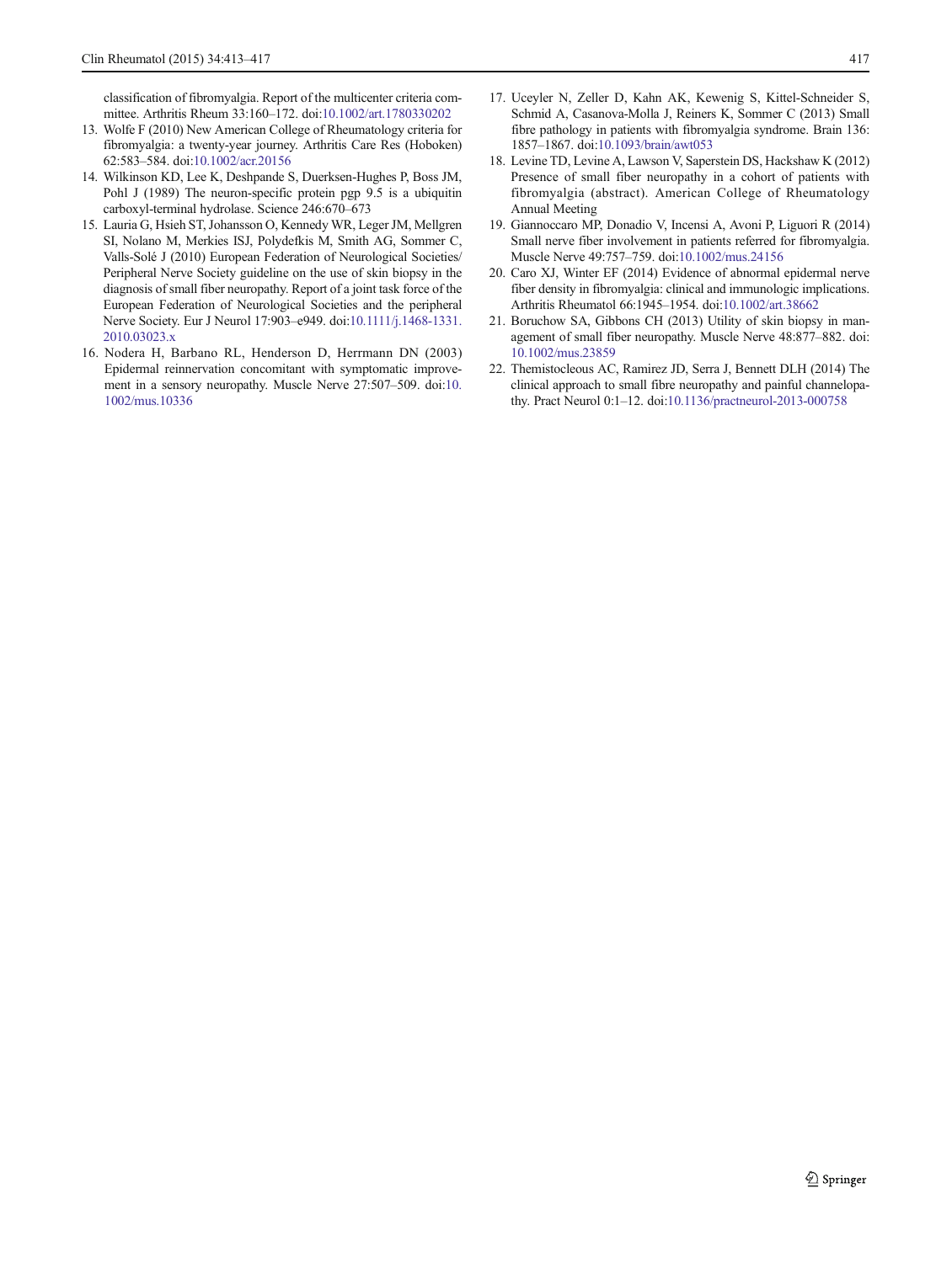classification of fibromyalgia. Report of the multicenter criteria committee. Arthritis Rheum 33:160–172. doi:10.1002/art.1780330202

13. Wolfe F (2010) New American College of Rheumatology criteria for fibromyalgia: a twenty-year journey. Arthritis Care Res (Hoboken) 62:583–584. doi:10.1002/acr.20156
14. Wilkinson KD, Lee K, Deshpande S, Duerksen-Hughes P, Boss JM, Pohl J (1989) The neuron-specific protein pgp 9.5 is a ubiquitin carboxyl-terminal hydrolase. Science 246:670–673
15. Lauria G, Hsieh ST, Johansson O, Kennedy WR, Leger JM, Mellgren SI, Nolano M, Merkies ISJ, Polydefkis M, Smith AG, Sommer C, Valls-Solé J (2010) European Federation of Neurological Societies/ Peripheral Nerve Society guideline on the use of skin biopsy in the diagnosis of small fiber neuropathy. Report of a joint task force of the European Federation of Neurological Societies and the peripheral Nerve Society. Eur J Neurol 17:903–e949. doi:10.1111/j.1468-1331.2010.03023.x
16. Nodera H, Barbano RL, Henderson D, Herrmann DN (2003) Epidermal reinnervation concomitant with symptomatic improvement in a sensory neuropathy. Muscle Nerve 27:507–509. doi:10.1002/mus.10336
17. Uceyler N, Zeller D, Kahn AK, Kewenig S, Kittel-Schneider S, Schmid A, Casanova-Molla J, Reiners K, Sommer C (2013) Small fibre pathology in patients with fibromyalgia syndrome. Brain 136: 1857–1867. doi:10.1093/brain/awt053
18. Levine TD, Levine A, Lawson V, Saperstein DS, Hackshaw K (2012) Presence of small fiber neuropathy in a cohort of patients with fibromyalgia (abstract). American College of Rheumatology Annual Meeting
19. Giannoccaro MP, Donadio V, Incensi A, Avoni P, Liguori R (2014) Small nerve fiber involvement in patients referred for fibromyalgia. Muscle Nerve 49:757–759. doi:10.1002/mus.24156
20. Caro XJ, Winter EF (2014) Evidence of abnormal epidermal nerve fiber density in fibromyalgia: clinical and immunologic implications. Arthritis Rheumatol 66:1945–1954. doi:10.1002/art.38662
21. Boruchow SA, Gibbons CH (2013) Utility of skin biopsy in management of small fiber neuropathy. Muscle Nerve 48:877–882. doi: 10.1002/mus.23859
22. Themistocleous AC, Ramirez JD, Serra J, Bennett DLH (2014) The clinical approach to small fibre neuropathy and painful channelopathy. Pract Neurol 0:1–12. doi:10.1136/practneurol-2013-000758